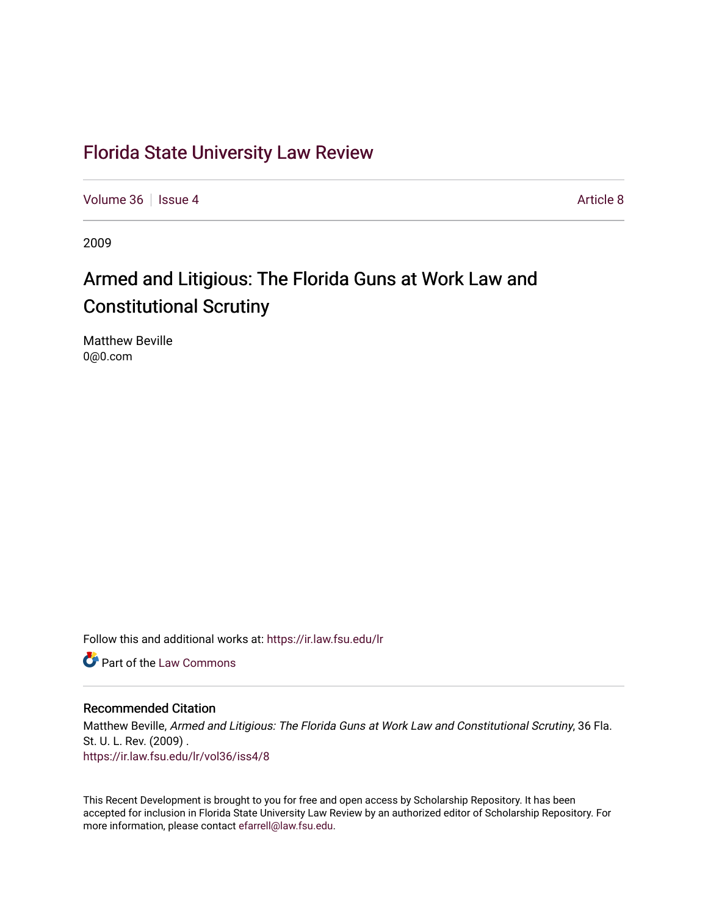# Florida State University Law Review

Volume 36 | Issue 4 | Article 8

2009

## Armed and Litigious: The Florida Guns at Work Law and Constitutional Scrutiny

Matthew Beville
0@0.com

Follow this and additional works at: https://ir.law.fsu.edu/lr

Part of the Law Commons

### Recommended Citation

Matthew Beville, *Armed and Litigious: The Florida Guns at Work Law and Constitutional Scrutiny*, 36 Fla. St. U. L. Rev. (2009) .
https://ir.law.fsu.edu/lr/vol36/iss4/8

This Recent Development is brought to you for free and open access by Scholarship Repository. It has been accepted for inclusion in Florida State University Law Review by an authorized editor of Scholarship Repository. For more information, please contact efarrell@law.fsu.edu.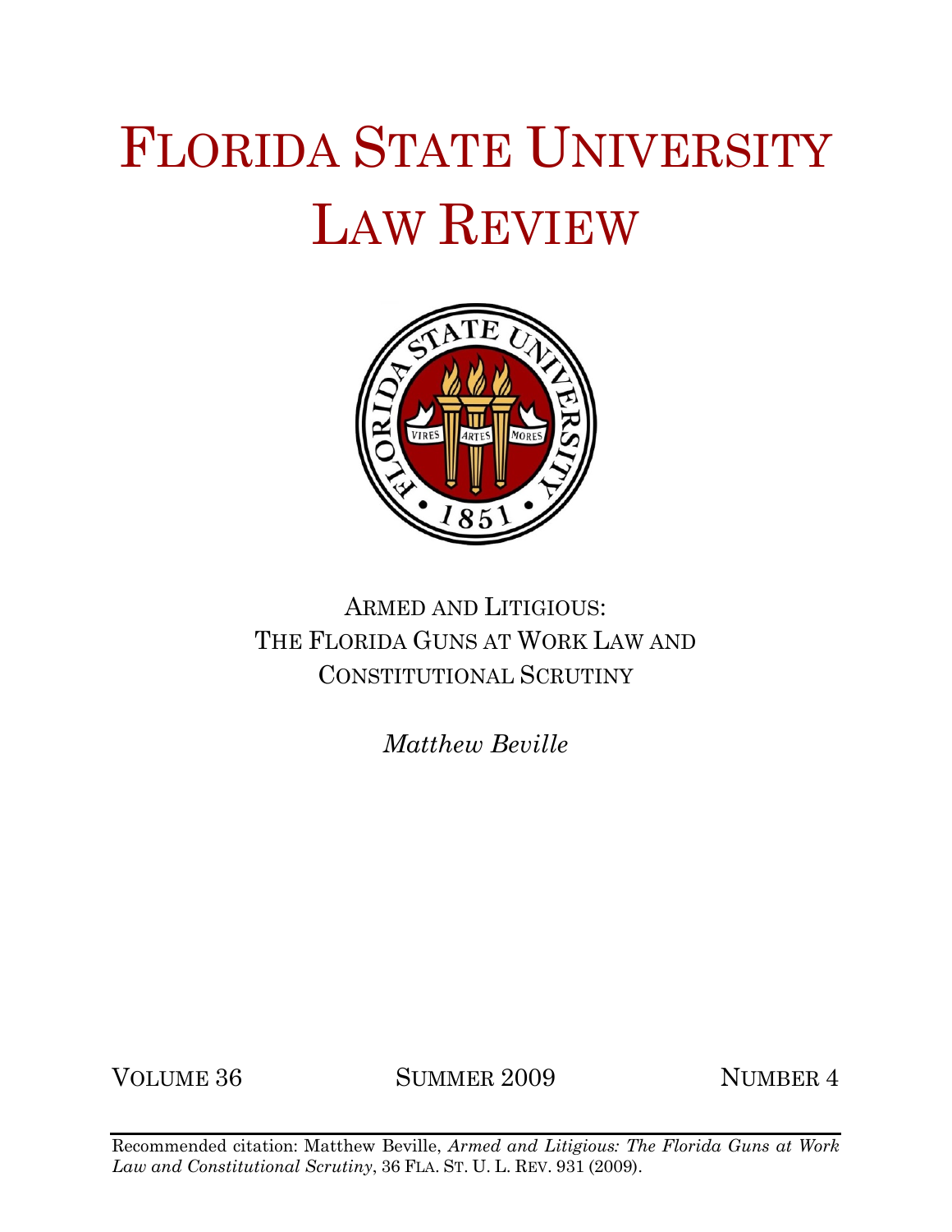# FLORIDA STATE UNIVERSITY LAW REVIEW

ARMED AND LITIGIOUS:
THE FLORIDA GUNS AT WORK LAW AND
CONSTITUTIONAL SCRUTINY

*Matthew Beville*

VOLUME 36 SUMMER 2009 NUMBER 4

Recommended citation: Matthew Beville, *Armed and Litigious: The Florida Guns at Work Law and Constitutional Scrutiny*, 36 FLA. ST. U. L. REV. 931 (2009).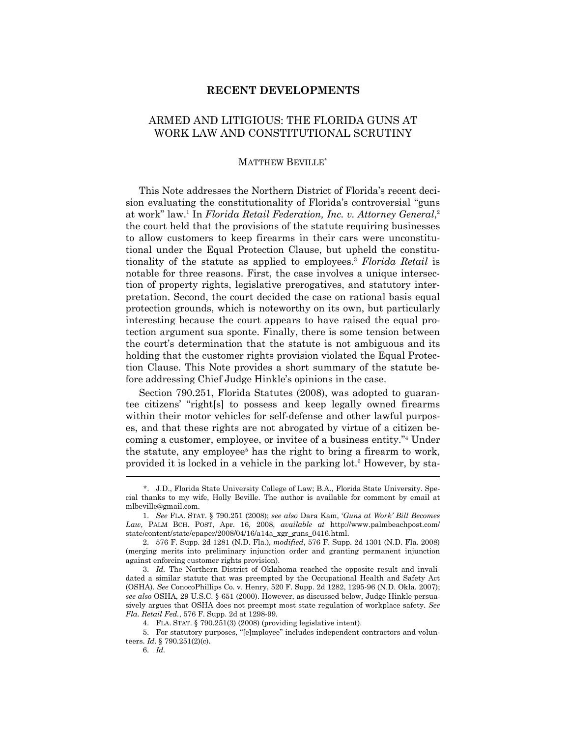## RECENT DEVELOPMENTS

# ARMED AND LITIGIOUS: THE FLORIDA GUNS AT WORK LAW AND CONSTITUTIONAL SCRUTINY

MATTHEW BEVILLE*

This Note addresses the Northern District of Florida's recent decision evaluating the constitutionality of Florida's controversial "guns at work" law.[1] In *Florida Retail Federation, Inc. v. Attorney General*,[2] the court held that the provisions of the statute requiring businesses to allow customers to keep firearms in their cars were unconstitutional under the Equal Protection Clause, but upheld the constitutionality of the statute as applied to employees.[3] *Florida Retail* is notable for three reasons. First, the case involves a unique intersection of property rights, legislative prerogatives, and statutory interpretation. Second, the court decided the case on rational basis equal protection grounds, which is noteworthy on its own, but particularly interesting because the court appears to have raised the equal protection argument sua sponte. Finally, there is some tension between the court's determination that the statute is not ambiguous and its holding that the customer rights provision violated the Equal Protection Clause. This Note provides a short summary of the statute before addressing Chief Judge Hinkle's opinions in the case.

Section 790.251, Florida Statutes (2008), was adopted to guarantee citizens' "right[s] to possess and keep legally owned firearms within their motor vehicles for self-defense and other lawful purposes, and that these rights are not abrogated by virtue of a citizen becoming a customer, employee, or invitee of a business entity."[4] Under the statute, any employee[5] has the right to bring a firearm to work, provided it is locked in a vehicle in the parking lot.[6] However, by sta-

---

\*. J.D., Florida State University College of Law; B.A., Florida State University. Special thanks to my wife, Holly Beville. The author is available for comment by email at mlbeville@gmail.com.

1. *See* FLA. STAT. § 790.251 (2008); *see also* Dara Kam, *'Guns at Work' Bill Becomes Law*, PALM BCH. POST, Apr. 16, 2008, *available at* http://www.palmbeachpost.com/state/content/state/epaper/2008/04/16/a14a_xgr_guns_0416.html.

2. 576 F. Supp. 2d 1281 (N.D. Fla.), *modified*, 576 F. Supp. 2d 1301 (N.D. Fla. 2008) (merging merits into preliminary injunction order and granting permanent injunction against enforcing customer rights provision).

3. *Id.* The Northern District of Oklahoma reached the opposite result and invalidated a similar statute that was preempted by the Occupational Health and Safety Act (OSHA). *See* ConocoPhillips Co. v. Henry, 520 F. Supp. 2d 1282, 1295-96 (N.D. Okla. 2007); *see also* OSHA, 29 U.S.C. § 651 (2000). However, as discussed below, Judge Hinkle persuasively argues that OSHA does not preempt most state regulation of workplace safety. *See Fla. Retail Fed.*, 576 F. Supp. 2d at 1298-99.

4. FLA. STAT. § 790.251(3) (2008) (providing legislative intent).

5. For statutory purposes, "[e]mployee" includes independent contractors and volunteers. *Id.* § 790.251(2)(c).

6. *Id.*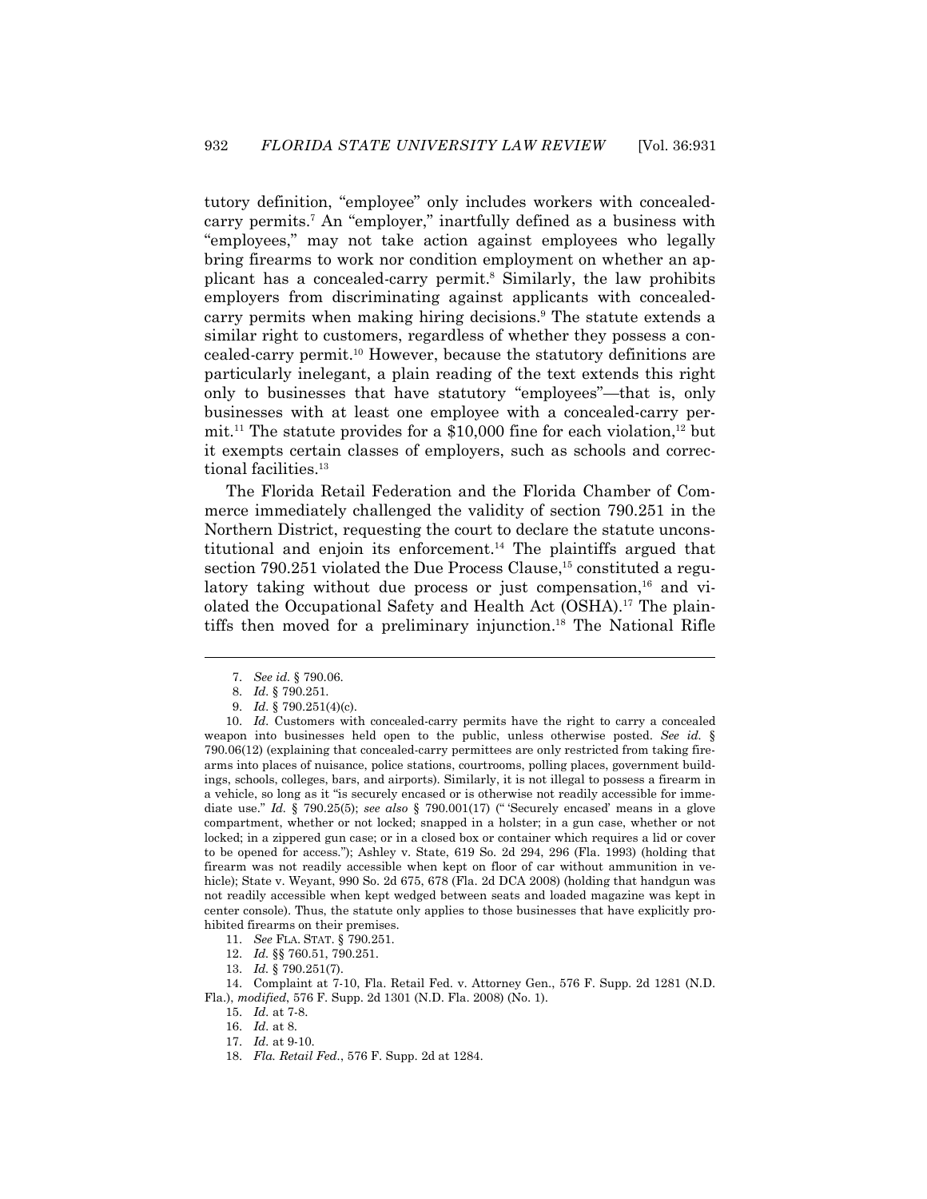tutory definition, "employee" only includes workers with concealed-carry permits.[7] An "employer," inartfully defined as a business with "employees," may not take action against employees who legally bring firearms to work nor condition employment on whether an applicant has a concealed-carry permit.[8] Similarly, the law prohibits employers from discriminating against applicants with concealed-carry permits when making hiring decisions.[9] The statute extends a similar right to customers, regardless of whether they possess a concealed-carry permit.[10] However, because the statutory definitions are particularly inelegant, a plain reading of the text extends this right only to businesses that have statutory "employees"—that is, only businesses with at least one employee with a concealed-carry permit.[11] The statute provides for a $10,000 fine for each violation,[12] but it exempts certain classes of employers, such as schools and correctional facilities.[13]

The Florida Retail Federation and the Florida Chamber of Commerce immediately challenged the validity of section 790.251 in the Northern District, requesting the court to declare the statute unconstitutional and enjoin its enforcement.[14] The plaintiffs argued that section 790.251 violated the Due Process Clause,[15] constituted a regulatory taking without due process or just compensation,[16] and violated the Occupational Safety and Health Act (OSHA).[17] The plaintiffs then moved for a preliminary injunction.[18] The National Rifle

---

7. *See id.* § 790.06.

8. *Id.* § 790.251.

9. *Id.* § 790.251(4)(c).

10. *Id.* Customers with concealed-carry permits have the right to carry a concealed weapon into businesses held open to the public, unless otherwise posted. *See id.* § 790.06(12) (explaining that concealed-carry permittees are only restricted from taking firearms into places of nuisance, police stations, courtrooms, polling places, government buildings, schools, colleges, bars, and airports). Similarly, it is not illegal to possess a firearm in a vehicle, so long as it "is securely encased or is otherwise not readily accessible for immediate use." *Id.* § 790.25(5); *see also* § 790.001(17) ("'Securely encased' means in a glove compartment, whether or not locked; snapped in a holster; in a gun case, whether or not locked; in a zippered gun case; or in a closed box or container which requires a lid or cover to be opened for access."); Ashley v. State, 619 So. 2d 294, 296 (Fla. 1993) (holding that firearm was not readily accessible when kept on floor of car without ammunition in vehicle); State v. Weyant, 990 So. 2d 675, 678 (Fla. 2d DCA 2008) (holding that handgun was not readily accessible when kept wedged between seats and loaded magazine was kept in center console). Thus, the statute only applies to those businesses that have explicitly prohibited firearms on their premises.

11. *See* FLA. STAT. § 790.251.

12. *Id.* §§ 760.51, 790.251.

13. *Id.* § 790.251(7).

14. Complaint at 7-10, Fla. Retail Fed. v. Attorney Gen., 576 F. Supp. 2d 1281 (N.D. Fla.), *modified*, 576 F. Supp. 2d 1301 (N.D. Fla. 2008) (No. 1).

15. *Id.* at 7-8.

16. *Id.* at 8.

17. *Id.* at 9-10.

18. *Fla. Retail Fed.*, 576 F. Supp. 2d at 1284.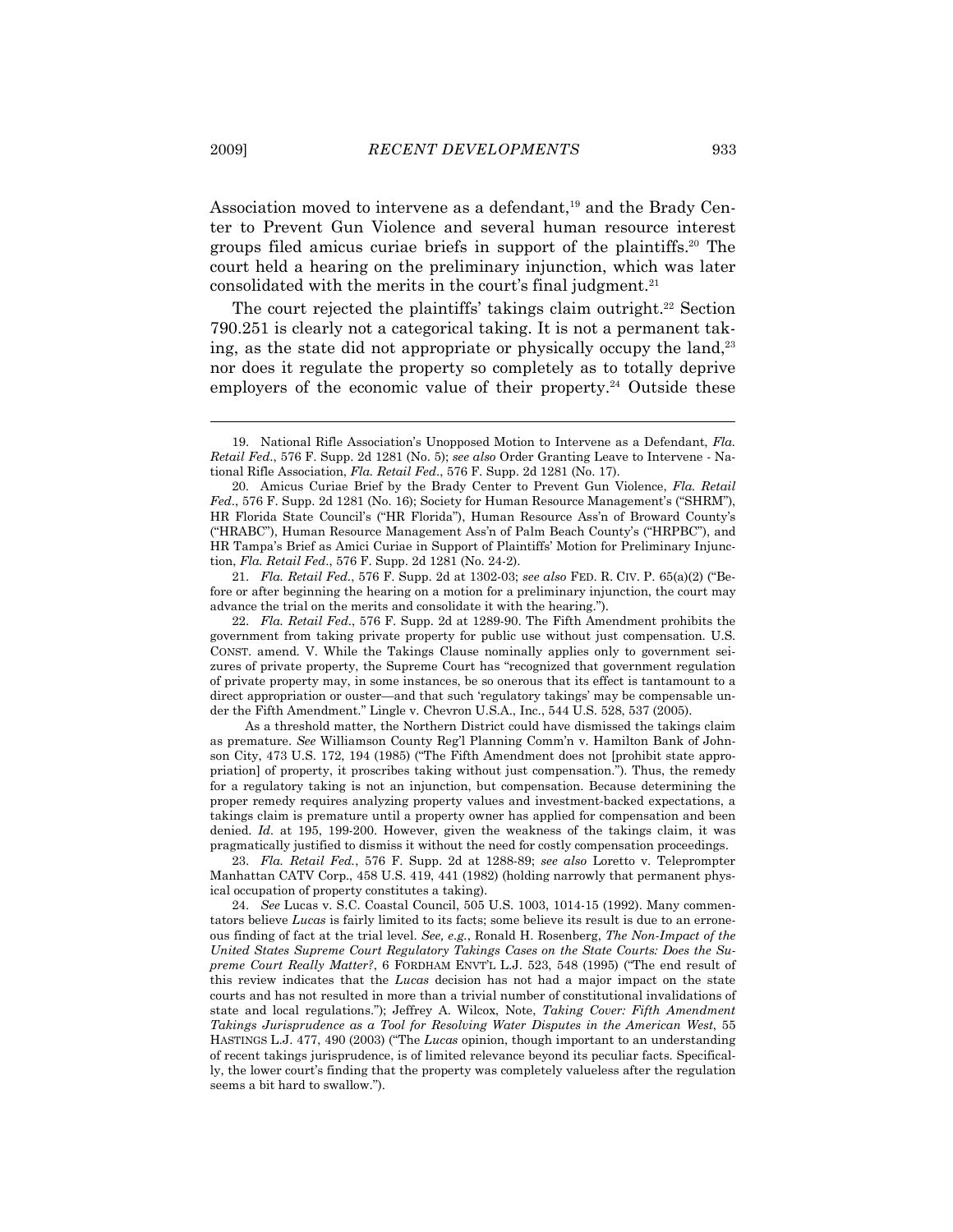Association moved to intervene as a defendant,[19] and the Brady Center to Prevent Gun Violence and several human resource interest groups filed amicus curiae briefs in support of the plaintiffs.[20] The court held a hearing on the preliminary injunction, which was later consolidated with the merits in the court's final judgment.[21]

The court rejected the plaintiffs' takings claim outright.[22] Section 790.251 is clearly not a categorical taking. It is not a permanent taking, as the state did not appropriate or physically occupy the land,[23] nor does it regulate the property so completely as to totally deprive employers of the economic value of their property.[24] Outside these

---

19. National Rifle Association's Unopposed Motion to Intervene as a Defendant, *Fla. Retail Fed.*, 576 F. Supp. 2d 1281 (No. 5); *see also* Order Granting Leave to Intervene - National Rifle Association, *Fla. Retail Fed.*, 576 F. Supp. 2d 1281 (No. 17).

20. Amicus Curiae Brief by the Brady Center to Prevent Gun Violence, *Fla. Retail Fed.*, 576 F. Supp. 2d 1281 (No. 16); Society for Human Resource Management's ("SHRM"), HR Florida State Council's ("HR Florida"), Human Resource Ass'n of Broward County's ("HRABC"), Human Resource Management Ass'n of Palm Beach County's ("HRPBC"), and HR Tampa's Brief as Amici Curiae in Support of Plaintiffs' Motion for Preliminary Injunction, *Fla. Retail Fed.*, 576 F. Supp. 2d 1281 (No. 24-2).

21. *Fla. Retail Fed.*, 576 F. Supp. 2d at 1302-03; *see also* FED. R. CIV. P. 65(a)(2) ("Before or after beginning the hearing on a motion for a preliminary injunction, the court may advance the trial on the merits and consolidate it with the hearing.").

22. *Fla. Retail Fed.*, 576 F. Supp. 2d at 1289-90. The Fifth Amendment prohibits the government from taking private property for public use without just compensation. U.S. CONST. amend. V. While the Takings Clause nominally applies only to government seizures of private property, the Supreme Court has "recognized that government regulation of private property may, in some instances, be so onerous that its effect is tantamount to a direct appropriation or ouster—and that such 'regulatory takings' may be compensable under the Fifth Amendment." Lingle v. Chevron U.S.A., Inc., 544 U.S. 528, 537 (2005).

As a threshold matter, the Northern District could have dismissed the takings claim as premature. *See* Williamson County Reg'l Planning Comm'n v. Hamilton Bank of Johnson City, 473 U.S. 172, 194 (1985) ("The Fifth Amendment does not [prohibit state appropriation] of property, it proscribes taking without just compensation."). Thus, the remedy for a regulatory taking is not an injunction, but compensation. Because determining the proper remedy requires analyzing property values and investment-backed expectations, a takings claim is premature until a property owner has applied for compensation and been denied. *Id.* at 195, 199-200. However, given the weakness of the takings claim, it was pragmatically justified to dismiss it without the need for costly compensation proceedings.

23. *Fla. Retail Fed.*, 576 F. Supp. 2d at 1288-89; *see also* Loretto v. Teleprompter Manhattan CATV Corp., 458 U.S. 419, 441 (1982) (holding narrowly that permanent physical occupation of property constitutes a taking).

24. *See* Lucas v. S.C. Coastal Council, 505 U.S. 1003, 1014-15 (1992). Many commentators believe *Lucas* is fairly limited to its facts; some believe its result is due to an erroneous finding of fact at the trial level. *See, e.g.*, Ronald H. Rosenberg, *The Non-Impact of the United States Supreme Court Regulatory Takings Cases on the State Courts: Does the Supreme Court Really Matter?*, 6 FORDHAM ENVT'L L.J. 523, 548 (1995) ("The end result of this review indicates that the *Lucas* decision has not had a major impact on the state courts and has not resulted in more than a trivial number of constitutional invalidations of state and local regulations."); Jeffrey A. Wilcox, Note, *Taking Cover: Fifth Amendment Takings Jurisprudence as a Tool for Resolving Water Disputes in the American West*, 55 HASTINGS L.J. 477, 490 (2003) ("The *Lucas* opinion, though important to an understanding of recent takings jurisprudence, is of limited relevance beyond its peculiar facts. Specifically, the lower court's finding that the property was completely valueless after the regulation seems a bit hard to swallow.").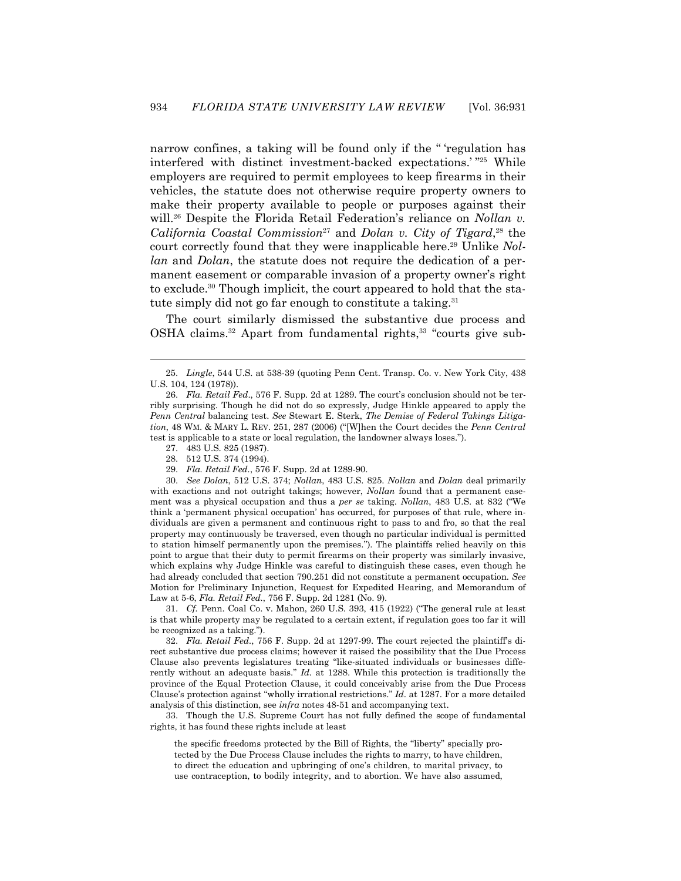narrow confines, a taking will be found only if the " 'regulation has interfered with distinct investment-backed expectations.' "[25] While employers are required to permit employees to keep firearms in their vehicles, the statute does not otherwise require property owners to make their property available to people or purposes against their will.[26] Despite the Florida Retail Federation's reliance on *Nollan v. California Coastal Commission*[27] and *Dolan v. City of Tigard*,[28] the court correctly found that they were inapplicable here.[29] Unlike *Nollan* and *Dolan*, the statute does not require the dedication of a permanent easement or comparable invasion of a property owner's right to exclude.[30] Though implicit, the court appeared to hold that the statute simply did not go far enough to constitute a taking.[31]

The court similarly dismissed the substantive due process and OSHA claims.[32] Apart from fundamental rights,[33] "courts give sub-

---

25. *Lingle*, 544 U.S. at 538-39 (quoting Penn Cent. Transp. Co. v. New York City, 438 U.S. 104, 124 (1978)).

26. *Fla. Retail Fed*., 576 F. Supp. 2d at 1289. The court's conclusion should not be terribly surprising. Though he did not do so expressly, Judge Hinkle appeared to apply the *Penn Central* balancing test. *See* Stewart E. Sterk, *The Demise of Federal Takings Litigation*, 48 WM. & MARY L. REV. 251, 287 (2006) ("[W]hen the Court decides the *Penn Central* test is applicable to a state or local regulation, the landowner always loses.").

27. 483 U.S. 825 (1987).

28. 512 U.S. 374 (1994).

29. *Fla. Retail Fed*., 576 F. Supp. 2d at 1289-90.

30. *See Dolan*, 512 U.S. 374; *Nollan*, 483 U.S. 825. *Nollan* and *Dolan* deal primarily with exactions and not outright takings; however, *Nollan* found that a permanent easement was a physical occupation and thus a *per se* taking. *Nollan*, 483 U.S. at 832 ("We think a 'permanent physical occupation' has occurred, for purposes of that rule, where individuals are given a permanent and continuous right to pass to and fro, so that the real property may continuously be traversed, even though no particular individual is permitted to station himself permanently upon the premises."). The plaintiffs relied heavily on this point to argue that their duty to permit firearms on their property was similarly invasive, which explains why Judge Hinkle was careful to distinguish these cases, even though he had already concluded that section 790.251 did not constitute a permanent occupation. *See* Motion for Preliminary Injunction, Request for Expedited Hearing, and Memorandum of Law at 5-6, *Fla. Retail Fed*., 756 F. Supp. 2d 1281 (No. 9).

31. *Cf.* Penn. Coal Co. v. Mahon, 260 U.S. 393, 415 (1922) ("The general rule at least is that while property may be regulated to a certain extent, if regulation goes too far it will be recognized as a taking.").

32. *Fla. Retail Fed*., 756 F. Supp. 2d at 1297-99. The court rejected the plaintiff's direct substantive due process claims; however it raised the possibility that the Due Process Clause also prevents legislatures treating "like-situated individuals or businesses differently without an adequate basis." *Id.* at 1288. While this protection is traditionally the province of the Equal Protection Clause, it could conceivably arise from the Due Process Clause's protection against "wholly irrational restrictions." *Id*. at 1287. For a more detailed analysis of this distinction, see *infra* notes 48-51 and accompanying text.

33. Though the U.S. Supreme Court has not fully defined the scope of fundamental rights, it has found these rights include at least

> the specific freedoms protected by the Bill of Rights, the "liberty" specially protected by the Due Process Clause includes the rights to marry, to have children, to direct the education and upbringing of one's children, to marital privacy, to use contraception, to bodily integrity, and to abortion. We have also assumed,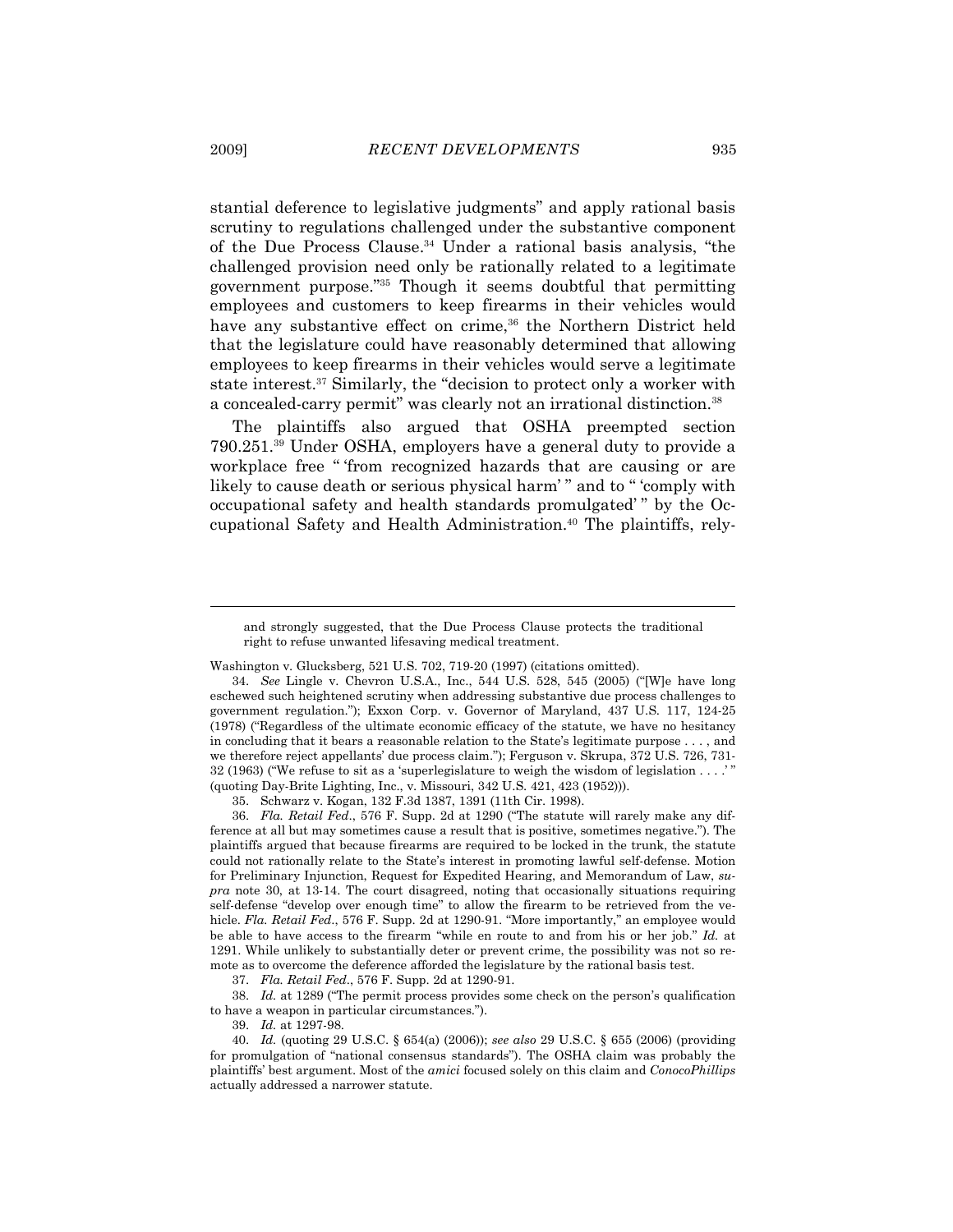stantial deference to legislative judgments" and apply rational basis scrutiny to regulations challenged under the substantive component of the Due Process Clause.[34] Under a rational basis analysis, "the challenged provision need only be rationally related to a legitimate government purpose."[35] Though it seems doubtful that permitting employees and customers to keep firearms in their vehicles would have any substantive effect on crime,[36] the Northern District held that the legislature could have reasonably determined that allowing employees to keep firearms in their vehicles would serve a legitimate state interest.[37] Similarly, the "decision to protect only a worker with a concealed-carry permit" was clearly not an irrational distinction.[38]

The plaintiffs also argued that OSHA preempted section 790.251.[39] Under OSHA, employers have a general duty to provide a workplace free " 'from recognized hazards that are causing or are likely to cause death or serious physical harm' " and to " 'comply with occupational safety and health standards promulgated' " by the Occupational Safety and Health Administration.[40] The plaintiffs, rely-

---

and strongly suggested, that the Due Process Clause protects the traditional right to refuse unwanted lifesaving medical treatment.

Washington v. Glucksberg, 521 U.S. 702, 719-20 (1997) (citations omitted).

34. *See* Lingle v. Chevron U.S.A., Inc., 544 U.S. 528, 545 (2005) ("[W]e have long eschewed such heightened scrutiny when addressing substantive due process challenges to government regulation."); Exxon Corp. v. Governor of Maryland, 437 U.S. 117, 124-25 (1978) ("Regardless of the ultimate economic efficacy of the statute, we have no hesitancy in concluding that it bears a reasonable relation to the State's legitimate purpose . . . , and we therefore reject appellants' due process claim."); Ferguson v. Skrupa, 372 U.S. 726, 731-32 (1963) ("We refuse to sit as a 'superlegislature to weigh the wisdom of legislation . . . .' " (quoting Day-Brite Lighting, Inc., v. Missouri, 342 U.S. 421, 423 (1952))).

35. Schwarz v. Kogan, 132 F.3d 1387, 1391 (11th Cir. 1998).

36. *Fla. Retail Fed*., 576 F. Supp. 2d at 1290 ("The statute will rarely make any difference at all but may sometimes cause a result that is positive, sometimes negative."). The plaintiffs argued that because firearms are required to be locked in the trunk, the statute could not rationally relate to the State's interest in promoting lawful self-defense. Motion for Preliminary Injunction, Request for Expedited Hearing, and Memorandum of Law, *supra* note 30, at 13-14. The court disagreed, noting that occasionally situations requiring self-defense "develop over enough time" to allow the firearm to be retrieved from the vehicle. *Fla. Retail Fed*., 576 F. Supp. 2d at 1290-91. "More importantly," an employee would be able to have access to the firearm "while en route to and from his or her job." *Id.* at 1291. While unlikely to substantially deter or prevent crime, the possibility was not so remote as to overcome the deference afforded the legislature by the rational basis test.

37. *Fla. Retail Fed*., 576 F. Supp. 2d at 1290-91.

38. *Id.* at 1289 ("The permit process provides some check on the person's qualification to have a weapon in particular circumstances.").

39. *Id.* at 1297-98.

40. *Id.* (quoting 29 U.S.C. § 654(a) (2006)); *see also* 29 U.S.C. § 655 (2006) (providing for promulgation of "national consensus standards"). The OSHA claim was probably the plaintiffs' best argument. Most of the *amici* focused solely on this claim and *ConocoPhillips* actually addressed a narrower statute.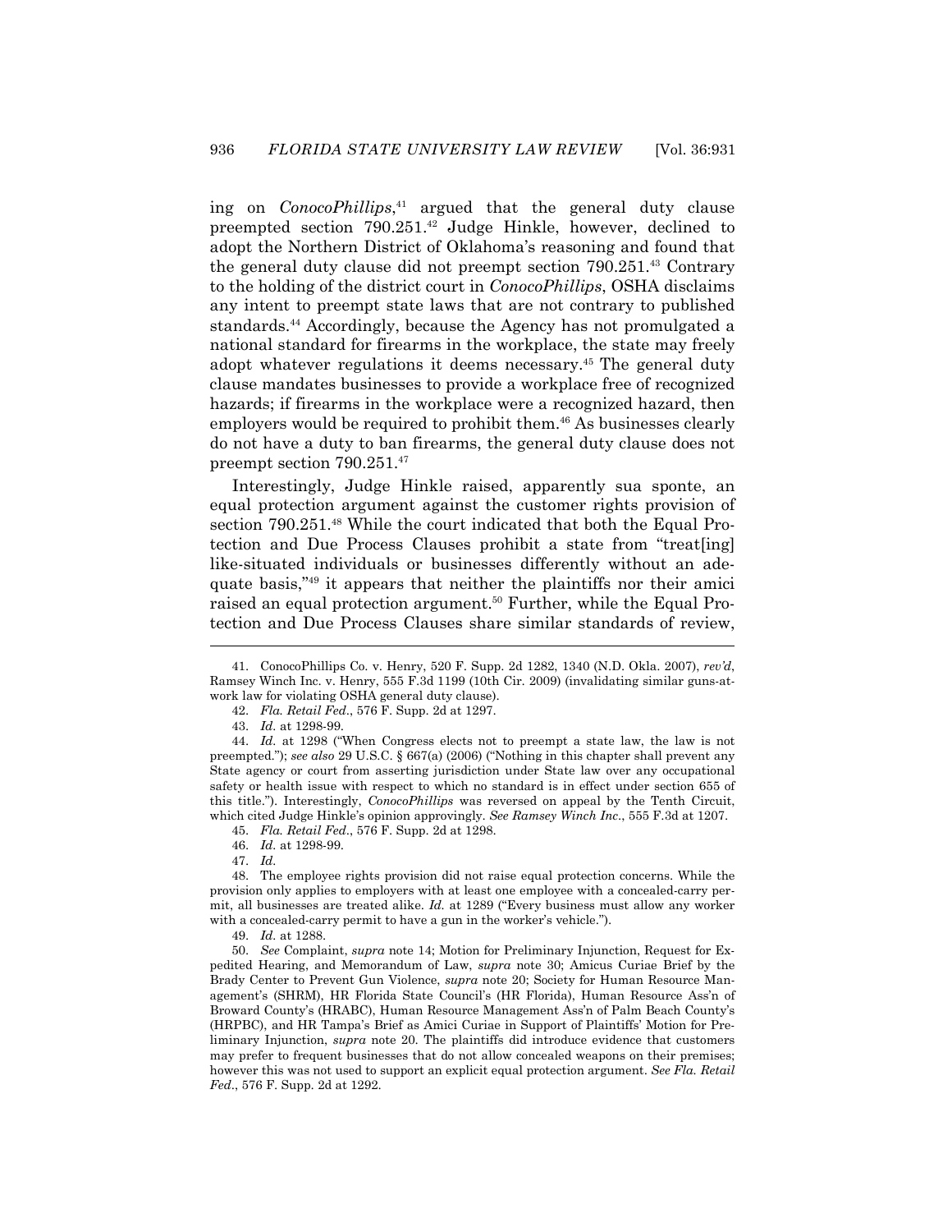ing on *ConocoPhillips*,[41] argued that the general duty clause preempted section 790.251.[42] Judge Hinkle, however, declined to adopt the Northern District of Oklahoma's reasoning and found that the general duty clause did not preempt section 790.251.[43] Contrary to the holding of the district court in *ConocoPhillips*, OSHA disclaims any intent to preempt state laws that are not contrary to published standards.[44] Accordingly, because the Agency has not promulgated a national standard for firearms in the workplace, the state may freely adopt whatever regulations it deems necessary.[45] The general duty clause mandates businesses to provide a workplace free of recognized hazards; if firearms in the workplace were a recognized hazard, then employers would be required to prohibit them.[46] As businesses clearly do not have a duty to ban firearms, the general duty clause does not preempt section 790.251.[47]

Interestingly, Judge Hinkle raised, apparently sua sponte, an equal protection argument against the customer rights provision of section 790.251.[48] While the court indicated that both the Equal Protection and Due Process Clauses prohibit a state from "treat[ing] like-situated individuals or businesses differently without an adequate basis,"[49] it appears that neither the plaintiffs nor their amici raised an equal protection argument.[50] Further, while the Equal Protection and Due Process Clauses share similar standards of review,

---

41. ConocoPhillips Co. v. Henry, 520 F. Supp. 2d 1282, 1340 (N.D. Okla. 2007), *rev'd*, Ramsey Winch Inc. v. Henry, 555 F.3d 1199 (10th Cir. 2009) (invalidating similar guns-at-work law for violating OSHA general duty clause).

42. *Fla. Retail Fed*., 576 F. Supp. 2d at 1297.

43. *Id.* at 1298-99.

44. *Id.* at 1298 ("When Congress elects not to preempt a state law, the law is not preempted."); *see also* 29 U.S.C. § 667(a) (2006) ("Nothing in this chapter shall prevent any State agency or court from asserting jurisdiction under State law over any occupational safety or health issue with respect to which no standard is in effect under section 655 of this title."). Interestingly, *ConocoPhillips* was reversed on appeal by the Tenth Circuit, which cited Judge Hinkle's opinion approvingly. *See Ramsey Winch Inc*., 555 F.3d at 1207.

45. *Fla. Retail Fed*., 576 F. Supp. 2d at 1298.

46. *Id.* at 1298-99.

47. *Id.*

48. The employee rights provision did not raise equal protection concerns. While the provision only applies to employers with at least one employee with a concealed-carry permit, all businesses are treated alike. *Id.* at 1289 ("Every business must allow any worker with a concealed-carry permit to have a gun in the worker's vehicle.").

49. *Id.* at 1288.

50. *See* Complaint, *supra* note 14; Motion for Preliminary Injunction, Request for Expedited Hearing, and Memorandum of Law, *supra* note 30; Amicus Curiae Brief by the Brady Center to Prevent Gun Violence, *supra* note 20; Society for Human Resource Management's (SHRM), HR Florida State Council's (HR Florida), Human Resource Ass'n of Broward County's (HRABC), Human Resource Management Ass'n of Palm Beach County's (HRPBC), and HR Tampa's Brief as Amici Curiae in Support of Plaintiffs' Motion for Preliminary Injunction, *supra* note 20. The plaintiffs did introduce evidence that customers may prefer to frequent businesses that do not allow concealed weapons on their premises; however this was not used to support an explicit equal protection argument. *See Fla. Retail Fed*., 576 F. Supp. 2d at 1292.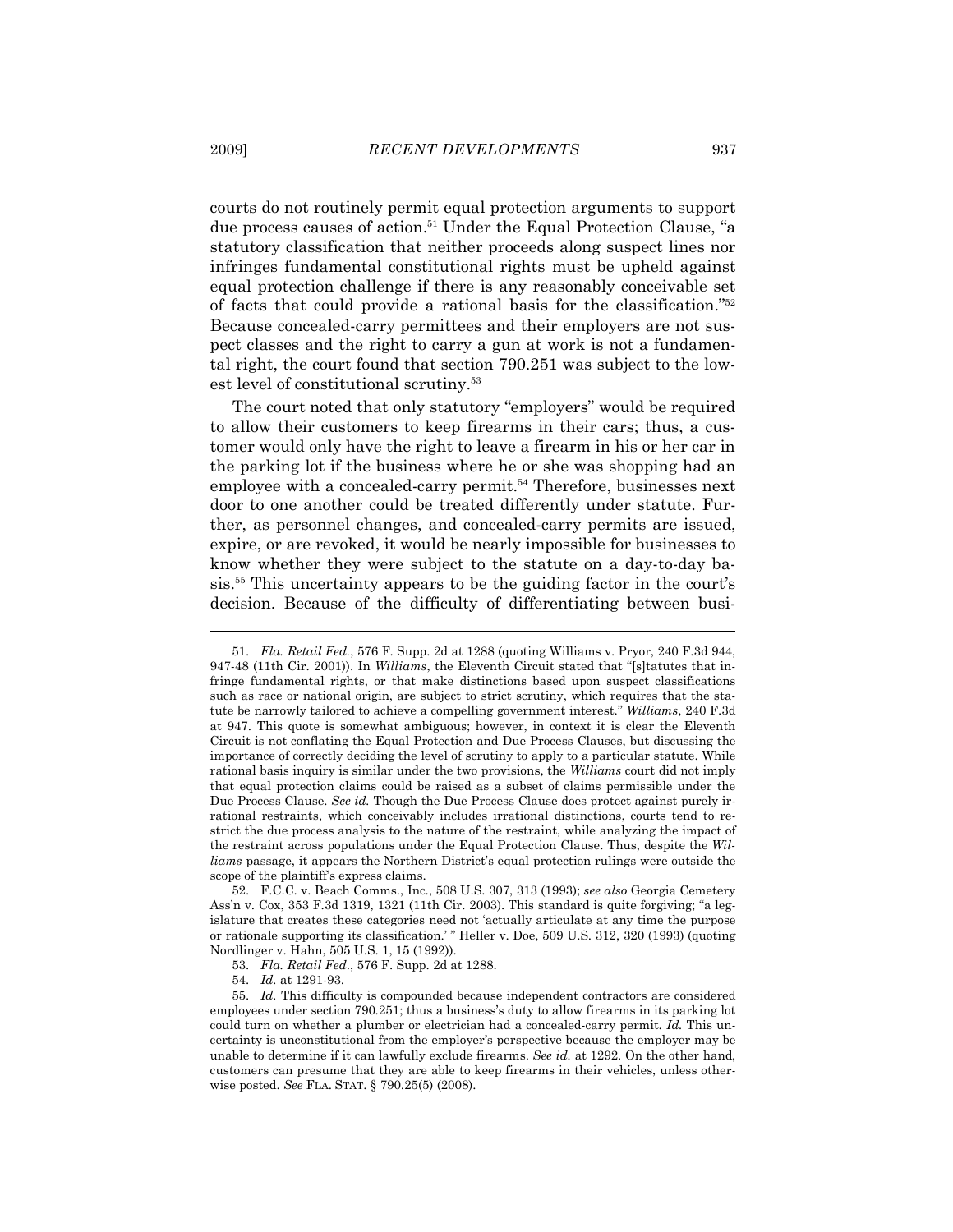courts do not routinely permit equal protection arguments to support due process causes of action.[51] Under the Equal Protection Clause, "a statutory classification that neither proceeds along suspect lines nor infringes fundamental constitutional rights must be upheld against equal protection challenge if there is any reasonably conceivable set of facts that could provide a rational basis for the classification."[52] Because concealed-carry permittees and their employers are not suspect classes and the right to carry a gun at work is not a fundamental right, the court found that section 790.251 was subject to the lowest level of constitutional scrutiny.[53]

The court noted that only statutory "employers" would be required to allow their customers to keep firearms in their cars; thus, a customer would only have the right to leave a firearm in his or her car in the parking lot if the business where he or she was shopping had an employee with a concealed-carry permit.[54] Therefore, businesses next door to one another could be treated differently under statute. Further, as personnel changes, and concealed-carry permits are issued, expire, or are revoked, it would be nearly impossible for businesses to know whether they were subject to the statute on a day-to-day basis.[55] This uncertainty appears to be the guiding factor in the court's decision. Because of the difficulty of differentiating between busi-

---

51. *Fla. Retail Fed.*, 576 F. Supp. 2d at 1288 (quoting Williams v. Pryor, 240 F.3d 944, 947-48 (11th Cir. 2001)). In *Williams*, the Eleventh Circuit stated that "[s]tatutes that infringe fundamental rights, or that make distinctions based upon suspect classifications such as race or national origin, are subject to strict scrutiny, which requires that the statute be narrowly tailored to achieve a compelling government interest." *Williams*, 240 F.3d at 947. This quote is somewhat ambiguous; however, in context it is clear the Eleventh Circuit is not conflating the Equal Protection and Due Process Clauses, but discussing the importance of correctly deciding the level of scrutiny to apply to a particular statute. While rational basis inquiry is similar under the two provisions, the *Williams* court did not imply that equal protection claims could be raised as a subset of claims permissible under the Due Process Clause. *See id.* Though the Due Process Clause does protect against purely irrational restraints, which conceivably includes irrational distinctions, courts tend to restrict the due process analysis to the nature of the restraint, while analyzing the impact of the restraint across populations under the Equal Protection Clause. Thus, despite the *Williams* passage, it appears the Northern District's equal protection rulings were outside the scope of the plaintiff's express claims.

52. F.C.C. v. Beach Comms., Inc., 508 U.S. 307, 313 (1993); *see also* Georgia Cemetery Ass'n v. Cox, 353 F.3d 1319, 1321 (11th Cir. 2003). This standard is quite forgiving; "a legislature that creates these categories need not 'actually articulate at any time the purpose or rationale supporting its classification.' " Heller v. Doe, 509 U.S. 312, 320 (1993) (quoting Nordlinger v. Hahn, 505 U.S. 1, 15 (1992)).

53. *Fla. Retail Fed*., 576 F. Supp. 2d at 1288.

54. *Id.* at 1291-93.

55. *Id.* This difficulty is compounded because independent contractors are considered employees under section 790.251; thus a business's duty to allow firearms in its parking lot could turn on whether a plumber or electrician had a concealed-carry permit. *Id.* This uncertainty is unconstitutional from the employer's perspective because the employer may be unable to determine if it can lawfully exclude firearms. *See id.* at 1292. On the other hand, customers can presume that they are able to keep firearms in their vehicles, unless otherwise posted. *See* FLA. STAT. § 790.25(5) (2008).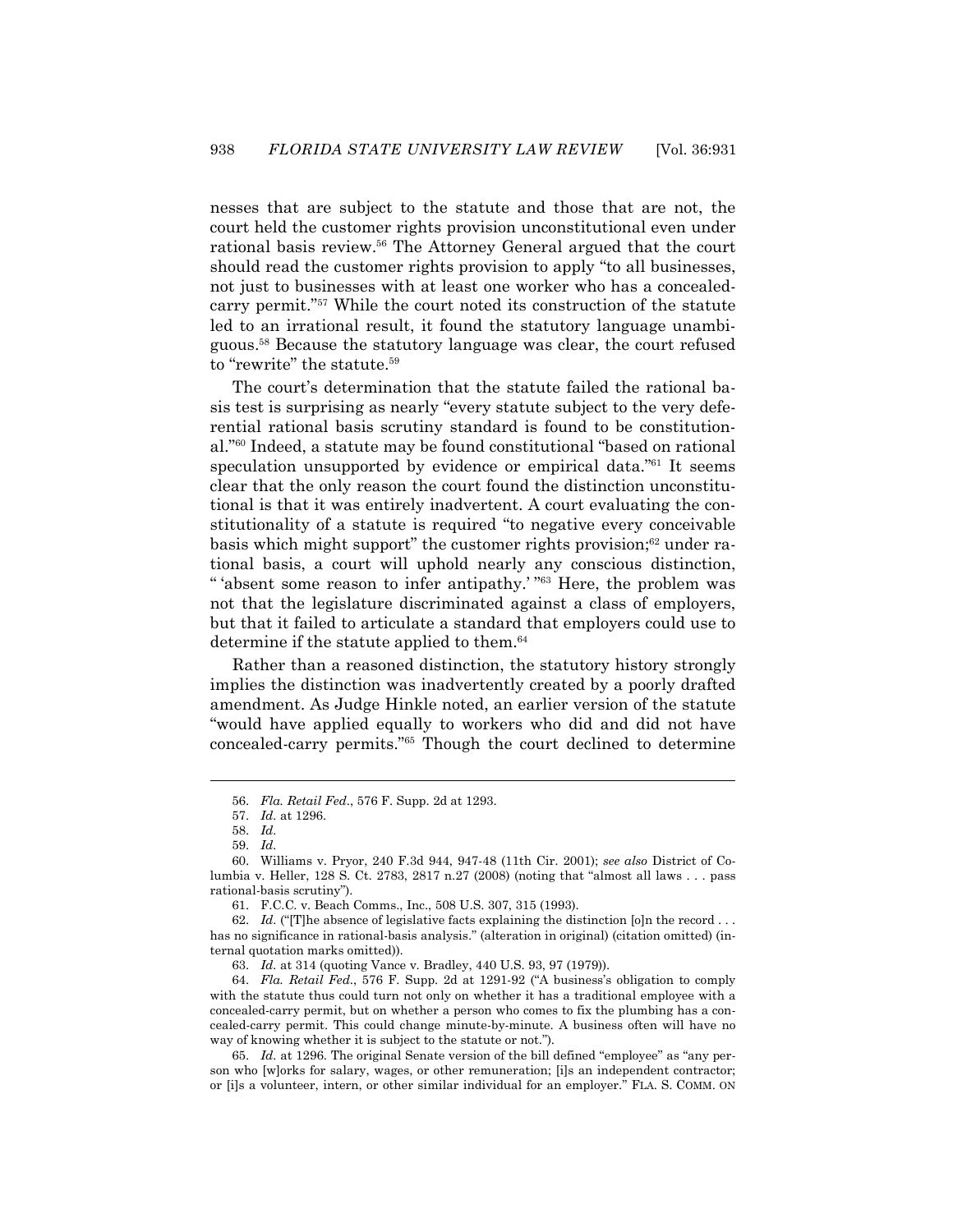nesses that are subject to the statute and those that are not, the court held the customer rights provision unconstitutional even under rational basis review.[56] The Attorney General argued that the court should read the customer rights provision to apply "to all businesses, not just to businesses with at least one worker who has a concealed-carry permit."[57] While the court noted its construction of the statute led to an irrational result, it found the statutory language unambiguous.[58] Because the statutory language was clear, the court refused to "rewrite" the statute.[59]

The court's determination that the statute failed the rational basis test is surprising as nearly "every statute subject to the very deferential rational basis scrutiny standard is found to be constitutional."[60] Indeed, a statute may be found constitutional "based on rational speculation unsupported by evidence or empirical data."[61] It seems clear that the only reason the court found the distinction unconstitutional is that it was entirely inadvertent. A court evaluating the constitutionality of a statute is required "to negative every conceivable basis which might support" the customer rights provision;[62] under rational basis, a court will uphold nearly any conscious distinction, " 'absent some reason to infer antipathy.' "[63] Here, the problem was not that the legislature discriminated against a class of employers, but that it failed to articulate a standard that employers could use to determine if the statute applied to them.[64]

Rather than a reasoned distinction, the statutory history strongly implies the distinction was inadvertently created by a poorly drafted amendment. As Judge Hinkle noted, an earlier version of the statute "would have applied equally to workers who did and did not have concealed-carry permits."[65] Though the court declined to determine

---

56. *Fla. Retail Fed.*, 576 F. Supp. 2d at 1293.

57. *Id.* at 1296.

58. *Id.*

59. *Id.*

60. Williams v. Pryor, 240 F.3d 944, 947-48 (11th Cir. 2001); *see also* District of Columbia v. Heller, 128 S. Ct. 2783, 2817 n.27 (2008) (noting that "almost all laws . . . pass rational-basis scrutiny").

61. F.C.C. v. Beach Comms., Inc., 508 U.S. 307, 315 (1993).

62. *Id.* ("[T]he absence of legislative facts explaining the distinction [o]n the record . . . has no significance in rational-basis analysis." (alteration in original) (citation omitted) (internal quotation marks omitted)).

63. *Id.* at 314 (quoting Vance v. Bradley, 440 U.S. 93, 97 (1979)).

64. *Fla. Retail Fed.*, 576 F. Supp. 2d at 1291-92 ("A business's obligation to comply with the statute thus could turn not only on whether it has a traditional employee with a concealed-carry permit, but on whether a person who comes to fix the plumbing has a concealed-carry permit. This could change minute-by-minute. A business often will have no way of knowing whether it is subject to the statute or not.").

65. *Id.* at 1296. The original Senate version of the bill defined "employee" as "any person who [w]orks for salary, wages, or other remuneration; [i]s an independent contractor; or [i]s a volunteer, intern, or other similar individual for an employer." FLA. S. COMM. ON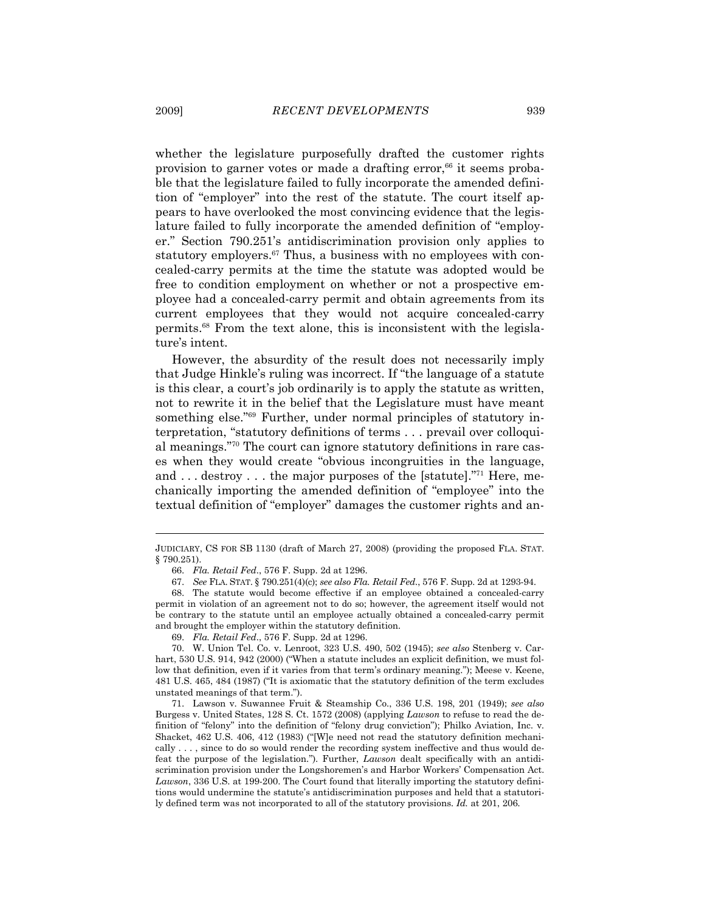whether the legislature purposefully drafted the customer rights provision to garner votes or made a drafting error,[66] it seems probable that the legislature failed to fully incorporate the amended definition of "employer" into the rest of the statute. The court itself appears to have overlooked the most convincing evidence that the legislature failed to fully incorporate the amended definition of "employer." Section 790.251's antidiscrimination provision only applies to statutory employers.[67] Thus, a business with no employees with concealed-carry permits at the time the statute was adopted would be free to condition employment on whether or not a prospective employee had a concealed-carry permit and obtain agreements from its current employees that they would not acquire concealed-carry permits.[68] From the text alone, this is inconsistent with the legislature's intent.

However, the absurdity of the result does not necessarily imply that Judge Hinkle's ruling was incorrect. If "the language of a statute is this clear, a court's job ordinarily is to apply the statute as written, not to rewrite it in the belief that the Legislature must have meant something else."[69] Further, under normal principles of statutory interpretation, "statutory definitions of terms . . . prevail over colloquial meanings."[70] The court can ignore statutory definitions in rare cases when they would create "obvious incongruities in the language, and . . . destroy . . . the major purposes of the [statute]."[71] Here, mechanically importing the amended definition of "employee" into the textual definition of "employer" damages the customer rights and an-

---

JUDICIARY, CS FOR SB 1130 (draft of March 27, 2008) (providing the proposed FLA. STAT. § 790.251).

66. *Fla. Retail Fed.*, 576 F. Supp. 2d at 1296.

67. *See* FLA. STAT. § 790.251(4)(c); *see also Fla. Retail Fed.*, 576 F. Supp. 2d at 1293-94.

68. The statute would become effective if an employee obtained a concealed-carry permit in violation of an agreement not to do so; however, the agreement itself would not be contrary to the statute until an employee actually obtained a concealed-carry permit and brought the employer within the statutory definition.

69. *Fla. Retail Fed.*, 576 F. Supp. 2d at 1296.

70. W. Union Tel. Co. v. Lenroot, 323 U.S. 490, 502 (1945); *see also* Stenberg v. Carhart, 530 U.S. 914, 942 (2000) ("When a statute includes an explicit definition, we must follow that definition, even if it varies from that term's ordinary meaning."); Meese v. Keene, 481 U.S. 465, 484 (1987) ("It is axiomatic that the statutory definition of the term excludes unstated meanings of that term.").

71. Lawson v. Suwannee Fruit & Steamship Co., 336 U.S. 198, 201 (1949); *see also* Burgess v. United States, 128 S. Ct. 1572 (2008) (applying *Lawson* to refuse to read the definition of "felony" into the definition of "felony drug conviction"); Philko Aviation, Inc. v. Shacket, 462 U.S. 406, 412 (1983) ("[W]e need not read the statutory definition mechanically . . . , since to do so would render the recording system ineffective and thus would defeat the purpose of the legislation."). Further, *Lawson* dealt specifically with an antidiscrimination provision under the Longshoremen's and Harbor Workers' Compensation Act. *Lawson*, 336 U.S. at 199-200. The Court found that literally importing the statutory definitions would undermine the statute's antidiscrimination purposes and held that a statutorily defined term was not incorporated to all of the statutory provisions. *Id.* at 201, 206.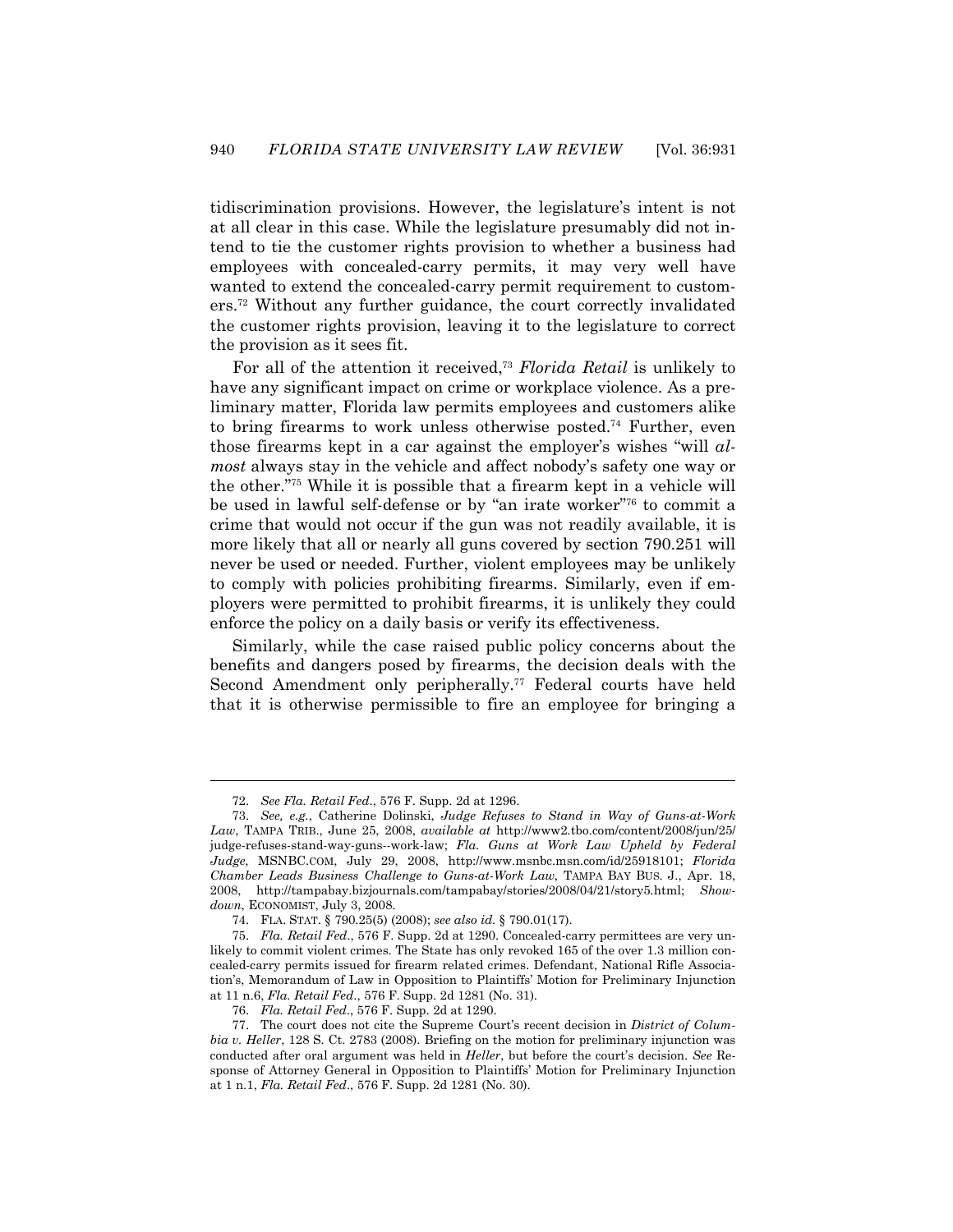tidiscrimination provisions. However, the legislature's intent is not at all clear in this case. While the legislature presumably did not intend to tie the customer rights provision to whether a business had employees with concealed-carry permits, it may very well have wanted to extend the concealed-carry permit requirement to customers.[72] Without any further guidance, the court correctly invalidated the customer rights provision, leaving it to the legislature to correct the provision as it sees fit.

For all of the attention it received,[73] *Florida Retail* is unlikely to have any significant impact on crime or workplace violence. As a preliminary matter, Florida law permits employees and customers alike to bring firearms to work unless otherwise posted.[74] Further, even those firearms kept in a car against the employer's wishes "will *almost* always stay in the vehicle and affect nobody's safety one way or the other."[75] While it is possible that a firearm kept in a vehicle will be used in lawful self-defense or by "an irate worker"[76] to commit a crime that would not occur if the gun was not readily available, it is more likely that all or nearly all guns covered by section 790.251 will never be used or needed. Further, violent employees may be unlikely to comply with policies prohibiting firearms. Similarly, even if employers were permitted to prohibit firearms, it is unlikely they could enforce the policy on a daily basis or verify its effectiveness.

Similarly, while the case raised public policy concerns about the benefits and dangers posed by firearms, the decision deals with the Second Amendment only peripherally.[77] Federal courts have held that it is otherwise permissible to fire an employee for bringing a

---

72. *See Fla. Retail Fed.*, 576 F. Supp. 2d at 1296.

73. *See, e.g.*, Catherine Dolinski, *Judge Refuses to Stand in Way of Guns-at-Work Law*, TAMPA TRIB., June 25, 2008, *available at* http://www2.tbo.com/content/2008/jun/25/judge-refuses-stand-way-guns--work-law; *Fla. Guns at Work Law Upheld by Federal Judge*, MSNBC.COM, July 29, 2008, http://www.msnbc.msn.com/id/25918101; *Florida Chamber Leads Business Challenge to Guns-at-Work Law*, TAMPA BAY BUS. J., Apr. 18, 2008, http://tampabay.bizjournals.com/tampabay/stories/2008/04/21/story5.html; *Showdown*, ECONOMIST, July 3, 2008.

74. FLA. STAT. § 790.25(5) (2008); *see also id.* § 790.01(17).

75. *Fla. Retail Fed.*, 576 F. Supp. 2d at 1290. Concealed-carry permittees are very unlikely to commit violent crimes. The State has only revoked 165 of the over 1.3 million concealed-carry permits issued for firearm related crimes. Defendant, National Rifle Association's, Memorandum of Law in Opposition to Plaintiffs' Motion for Preliminary Injunction at 11 n.6, *Fla. Retail Fed.*, 576 F. Supp. 2d 1281 (No. 31).

76. *Fla. Retail Fed.*, 576 F. Supp. 2d at 1290.

77. The court does not cite the Supreme Court's recent decision in *District of Columbia v. Heller*, 128 S. Ct. 2783 (2008). Briefing on the motion for preliminary injunction was conducted after oral argument was held in *Heller*, but before the court's decision. *See* Response of Attorney General in Opposition to Plaintiffs' Motion for Preliminary Injunction at 1 n.1, *Fla. Retail Fed.*, 576 F. Supp. 2d 1281 (No. 30).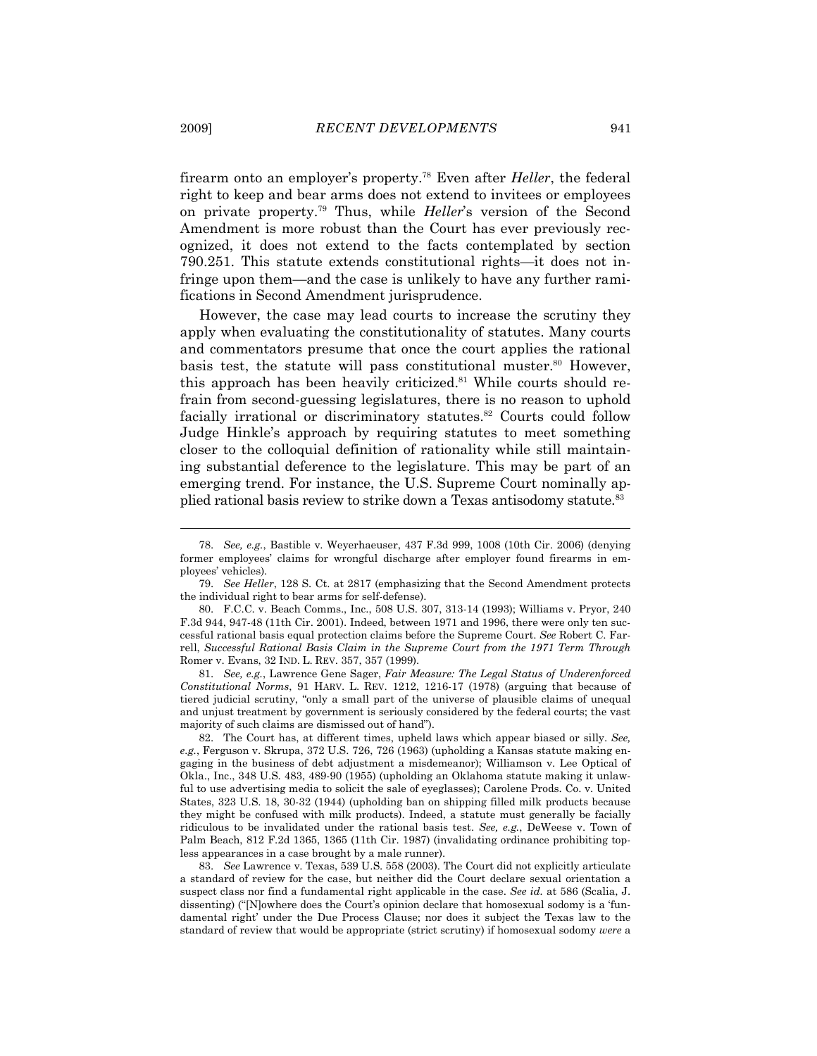firearm onto an employer's property.[78] Even after *Heller*, the federal right to keep and bear arms does not extend to invitees or employees on private property.[79] Thus, while *Heller*'s version of the Second Amendment is more robust than the Court has ever previously recognized, it does not extend to the facts contemplated by section 790.251. This statute extends constitutional rights—it does not infringe upon them—and the case is unlikely to have any further ramifications in Second Amendment jurisprudence.

However, the case may lead courts to increase the scrutiny they apply when evaluating the constitutionality of statutes. Many courts and commentators presume that once the court applies the rational basis test, the statute will pass constitutional muster.[80] However, this approach has been heavily criticized.[81] While courts should refrain from second-guessing legislatures, there is no reason to uphold facially irrational or discriminatory statutes.[82] Courts could follow Judge Hinkle's approach by requiring statutes to meet something closer to the colloquial definition of rationality while still maintaining substantial deference to the legislature. This may be part of an emerging trend. For instance, the U.S. Supreme Court nominally applied rational basis review to strike down a Texas antisodomy statute.[83]

---

78. *See, e.g.*, Bastible v. Weyerhaeuser, 437 F.3d 999, 1008 (10th Cir. 2006) (denying former employees' claims for wrongful discharge after employer found firearms in employees' vehicles).

79. *See Heller*, 128 S. Ct. at 2817 (emphasizing that the Second Amendment protects the individual right to bear arms for self-defense).

80. F.C.C. v. Beach Comms., Inc., 508 U.S. 307, 313-14 (1993); Williams v. Pryor, 240 F.3d 944, 947-48 (11th Cir. 2001). Indeed, between 1971 and 1996, there were only ten successful rational basis equal protection claims before the Supreme Court. *See* Robert C. Farrell, *Successful Rational Basis Claim in the Supreme Court from the 1971 Term Through* Romer v. Evans, 32 IND. L. REV. 357, 357 (1999).

81. *See, e.g.*, Lawrence Gene Sager, *Fair Measure: The Legal Status of Underenforced Constitutional Norms*, 91 HARV. L. REV. 1212, 1216-17 (1978) (arguing that because of tiered judicial scrutiny, "only a small part of the universe of plausible claims of unequal and unjust treatment by government is seriously considered by the federal courts; the vast majority of such claims are dismissed out of hand").

82. The Court has, at different times, upheld laws which appear biased or silly. *See, e.g.*, Ferguson v. Skrupa, 372 U.S. 726, 726 (1963) (upholding a Kansas statute making engaging in the business of debt adjustment a misdemeanor); Williamson v. Lee Optical of Okla., Inc., 348 U.S. 483, 489-90 (1955) (upholding an Oklahoma statute making it unlawful to use advertising media to solicit the sale of eyeglasses); Carolene Prods. Co. v. United States, 323 U.S. 18, 30-32 (1944) (upholding ban on shipping filled milk products because they might be confused with milk products). Indeed, a statute must generally be facially ridiculous to be invalidated under the rational basis test. *See, e.g.*, DeWeese v. Town of Palm Beach, 812 F.2d 1365, 1365 (11th Cir. 1987) (invalidating ordinance prohibiting topless appearances in a case brought by a male runner).

83. *See* Lawrence v. Texas, 539 U.S. 558 (2003). The Court did not explicitly articulate a standard of review for the case, but neither did the Court declare sexual orientation a suspect class nor find a fundamental right applicable in the case. *See id.* at 586 (Scalia, J. dissenting) ("[N]owhere does the Court's opinion declare that homosexual sodomy is a 'fundamental right' under the Due Process Clause; nor does it subject the Texas law to the standard of review that would be appropriate (strict scrutiny) if homosexual sodomy *were* a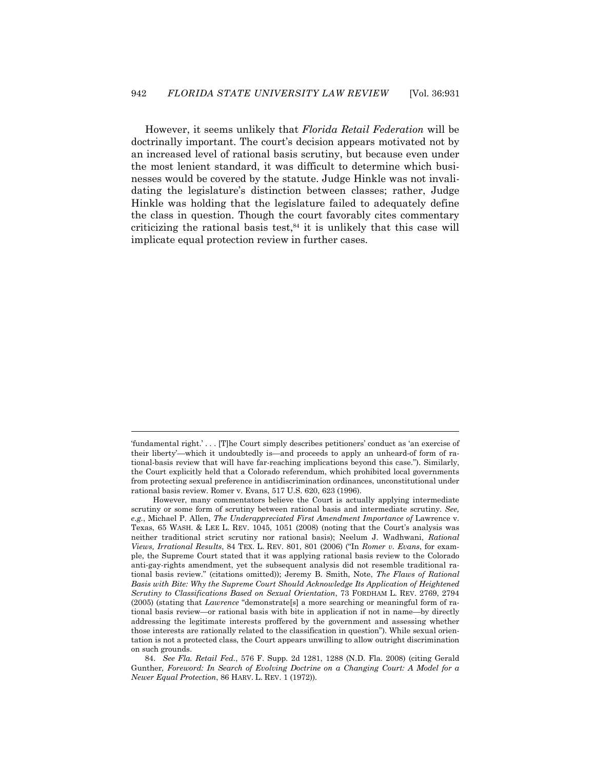However, it seems unlikely that *Florida Retail Federation* will be doctrinally important. The court's decision appears motivated not by an increased level of rational basis scrutiny, but because even under the most lenient standard, it was difficult to determine which businesses would be covered by the statute. Judge Hinkle was not invalidating the legislature's distinction between classes; rather, Judge Hinkle was holding that the legislature failed to adequately define the class in question. Though the court favorably cites commentary criticizing the rational basis test,[84] it is unlikely that this case will implicate equal protection review in further cases.

---

'fundamental right.' . . . [T]he Court simply describes petitioners' conduct as 'an exercise of their liberty'—which it undoubtedly is—and proceeds to apply an unheard-of form of rational-basis review that will have far-reaching implications beyond this case."). Similarly, the Court explicitly held that a Colorado referendum, which prohibited local governments from protecting sexual preference in antidiscrimination ordinances, unconstitutional under rational basis review. Romer v. Evans, 517 U.S. 620, 623 (1996).

However, many commentators believe the Court is actually applying intermediate scrutiny or some form of scrutiny between rational basis and intermediate scrutiny. *See, e.g.*, Michael P. Allen, *The Underappreciated First Amendment Importance of* Lawrence v. Texas, 65 WASH. & LEE L. REV. 1045, 1051 (2008) (noting that the Court's analysis was neither traditional strict scrutiny nor rational basis); Neelum J. Wadhwani, *Rational Views, Irrational Results*, 84 TEX. L. REV. 801, 801 (2006) ("In *Romer v. Evans*, for example, the Supreme Court stated that it was applying rational basis review to the Colorado anti-gay-rights amendment, yet the subsequent analysis did not resemble traditional rational basis review." (citations omitted)); Jeremy B. Smith, Note, *The Flaws of Rational Basis with Bite: Why the Supreme Court Should Acknowledge Its Application of Heightened Scrutiny to Classifications Based on Sexual Orientation*, 73 FORDHAM L. REV. 2769, 2794 (2005) (stating that *Lawrence* "demonstrate[s] a more searching or meaningful form of rational basis review—or rational basis with bite in application if not in name—by directly addressing the legitimate interests proffered by the government and assessing whether those interests are rationally related to the classification in question"). While sexual orientation is not a protected class, the Court appears unwilling to allow outright discrimination on such grounds.

84. *See Fla. Retail Fed.*, 576 F. Supp. 2d 1281, 1288 (N.D. Fla. 2008) (citing Gerald Gunther*, Foreword: In Search of Evolving Doctrine on a Changing Court: A Model for a Newer Equal Protection*, 86 HARV. L. REV. 1 (1972)).